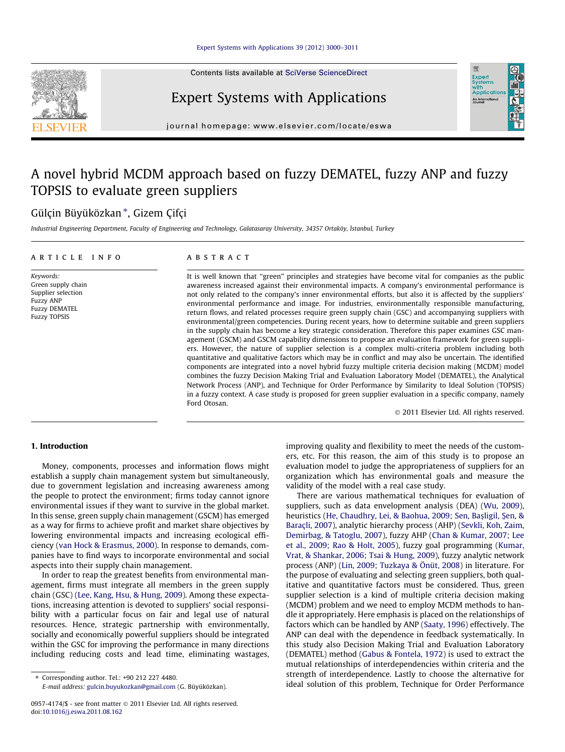# A novel hybrid MCDM approach based on fuzzy DEMATEL, fuzzy ANP and fuzzy TOPSIS to evaluate green suppliers

Gülçin Büyüközkan *, Gizem Çifçi

*Industrial Engineering Department, Faculty of Engineering and Technology, Galatasaray University, 34357 Ortaköy, İstanbul, Turkey*

**ARTICLE INFO**

*Keywords:*
Green supply chain
Supplier selection
Fuzzy ANP
Fuzzy DEMATEL
Fuzzy TOPSIS

**ABSTRACT**

It is well known that "green" principles and strategies have become vital for companies as the public awareness increased against their environmental impacts. A company's environmental performance is not only related to the company's inner environmental efforts, but also it is affected by the suppliers' environmental performance and image. For industries, environmentally responsible manufacturing, return flows, and related processes require green supply chain (GSC) and accompanying suppliers with environmental/green competencies. During recent years, how to determine suitable and green suppliers in the supply chain has become a key strategic consideration. Therefore this paper examines GSC management (GSCM) and GSCM capability dimensions to propose an evaluation framework for green suppliers. However, the nature of supplier selection is a complex multi-criteria problem including both quantitative and qualitative factors which may be in conflict and may also be uncertain. The identified components are integrated into a novel hybrid fuzzy multiple criteria decision making (MCDM) model combines the fuzzy Decision Making Trial and Evaluation Laboratory Model (DEMATEL), the Analytical Network Process (ANP), and Technique for Order Performance by Similarity to Ideal Solution (TOPSIS) in a fuzzy context. A case study is proposed for green supplier evaluation in a specific company, namely Ford Otosan.

© 2011 Elsevier Ltd. All rights reserved.

## 1. Introduction

Money, components, processes and information flows might establish a supply chain management system but simultaneously, due to government legislation and increasing awareness among the people to protect the environment; firms today cannot ignore environmental issues if they want to survive in the global market. In this sense, green supply chain management (GSCM) has emerged as a way for firms to achieve profit and market share objectives by lowering environmental impacts and increasing ecological efficiency (van Hock & Erasmus, 2000). In response to demands, companies have to find ways to incorporate environmental and social aspects into their supply chain management.

In order to reap the greatest benefits from environmental management, firms must integrate all members in the green supply chain (GSC) (Lee, Kang, Hsu, & Hung, 2009). Among these expectations, increasing attention is devoted to suppliers' social responsibility with a particular focus on fair and legal use of natural resources. Hence, strategic partnership with environmentally, socially and economically powerful suppliers should be integrated within the GSC for improving the performance in many directions including reducing costs and lead time, eliminating wastages, improving quality and flexibility to meet the needs of the customers, etc. For this reason, the aim of this study is to propose an evaluation model to judge the appropriateness of suppliers for an organization which has environmental goals and measure the validity of the model with a real case study.

There are various mathematical techniques for evaluation of suppliers, such as data envelopment analysis (DEA) (Wu, 2009), heuristics (He, Chaudhry, Lei, & Baohua, 2009; Sen, Başligil, Şen, & Baraçli, 2007), analytic hierarchy process (AHP) (Sevkli, Koh, Zaim, Demirbag, & Tatoglu, 2007), fuzzy AHP (Chan & Kumar, 2007; Lee et al., 2009; Rao & Holt, 2005), fuzzy goal programming (Kumar, Vrat, & Shankar, 2006; Tsai & Hung, 2009), fuzzy analytic network process (ANP) (Lin, 2009; Tuzkaya & Önüt, 2008) in literature. For the purpose of evaluating and selecting green suppliers, both qualitative and quantitative factors must be considered. Thus, green supplier selection is a kind of multiple criteria decision making (MCDM) problem and we need to employ MCDM methods to handle it appropriately. Here emphasis is placed on the relationships of factors which can be handled by ANP (Saaty, 1996) effectively. The ANP can deal with the dependence in feedback systematically. In this study also Decision Making Trial and Evaluation Laboratory (DEMATEL) method (Gabus & Fontela, 1972) is used to extract the mutual relationships of interdependencies within criteria and the strength of interdependence. Lastly to choose the alternative for ideal solution of this problem, Technique for Order Performance

* Corresponding author. Tel.: +90 212 227 4480.
*E-mail address:* gulcin.buyukozkan@gmail.com (G. Büyüközkan).

0957-4174/$ - see front matter © 2011 Elsevier Ltd. All rights reserved.
doi:10.1016/j.eswa.2011.08.162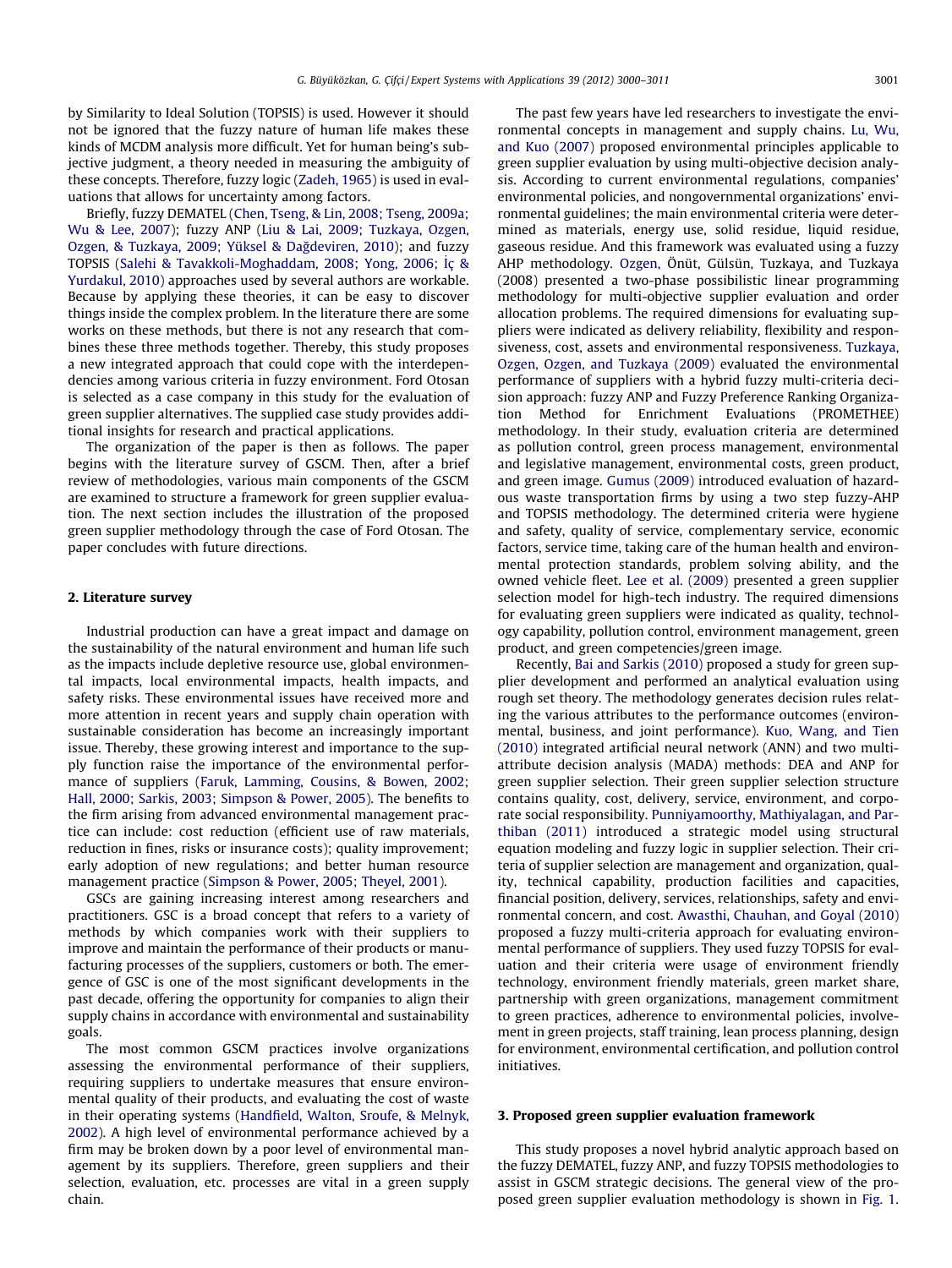by Similarity to Ideal Solution (TOPSIS) is used. However it should not be ignored that the fuzzy nature of human life makes these kinds of MCDM analysis more difficult. Yet for human being's subjective judgment, a theory needed in measuring the ambiguity of these concepts. Therefore, fuzzy logic (Zadeh, 1965) is used in evaluations that allows for uncertainty among factors.

Briefly, fuzzy DEMATEL (Chen, Tseng, & Lin, 2008; Tseng, 2009a; Wu & Lee, 2007); fuzzy ANP (Liu & Lai, 2009; Tuzkaya, Ozgen, Ozgen, & Tuzkaya, 2009; Yüksel & Dağdeviren, 2010); and fuzzy TOPSIS (Salehi & Tavakkoli-Moghaddam, 2008; Yong, 2006; İç & Yurdakul, 2010) approaches used by several authors are workable. Because by applying these theories, it can be easy to discover things inside the complex problem. In the literature there are some works on these methods, but there is not any research that combines these three methods together. Thereby, this study proposes a new integrated approach that could cope with the interdependencies among various criteria in fuzzy environment. Ford Otosan is selected as a case company in this study for the evaluation of green supplier alternatives. The supplied case study provides additional insights for research and practical applications.

The organization of the paper is then as follows. The paper begins with the literature survey of GSCM. Then, after a brief review of methodologies, various main components of the GSCM are examined to structure a framework for green supplier evaluation. The next section includes the illustration of the proposed green supplier methodology through the case of Ford Otosan. The paper concludes with future directions.

## 2. Literature survey

Industrial production can have a great impact and damage on the sustainability of the natural environment and human life such as the impacts include depletive resource use, global environmental impacts, local environmental impacts, health impacts, and safety risks. These environmental issues have received more and more attention in recent years and supply chain operation with sustainable consideration has become an increasingly important issue. Thereby, these growing interest and importance to the supply function raise the importance of the environmental performance of suppliers (Faruk, Lamming, Cousins, & Bowen, 2002; Hall, 2000; Sarkis, 2003; Simpson & Power, 2005). The benefits to the firm arising from advanced environmental management practice can include: cost reduction (efficient use of raw materials, reduction in fines, risks or insurance costs); quality improvement; early adoption of new regulations; and better human resource management practice (Simpson & Power, 2005; Theyel, 2001).

GSCs are gaining increasing interest among researchers and practitioners. GSC is a broad concept that refers to a variety of methods by which companies work with their suppliers to improve and maintain the performance of their products or manufacturing processes of the suppliers, customers or both. The emergence of GSC is one of the most significant developments in the past decade, offering the opportunity for companies to align their supply chains in accordance with environmental and sustainability goals.

The most common GSCM practices involve organizations assessing the environmental performance of their suppliers, requiring suppliers to undertake measures that ensure environmental quality of their products, and evaluating the cost of waste in their operating systems (Handfield, Walton, Sroufe, & Melnyk, 2002). A high level of environmental performance achieved by a firm may be broken down by a poor level of environmental management by its suppliers. Therefore, green suppliers and their selection, evaluation, etc. processes are vital in a green supply chain.

The past few years have led researchers to investigate the environmental concepts in management and supply chains. Lu, Wu, and Kuo (2007) proposed environmental principles applicable to green supplier evaluation by using multi-objective decision analysis. According to current environmental regulations, companies' environmental policies, and nongovernmental organizations' environmental guidelines; the main environmental criteria were determined as materials, energy use, solid residue, liquid residue, gaseous residue. And this framework was evaluated using a fuzzy AHP methodology. Ozgen, Önüt, Gülsün, Tuzkaya, and Tuzkaya (2008) presented a two-phase possibilistic linear programming methodology for multi-objective supplier evaluation and order allocation problems. The required dimensions for evaluating suppliers were indicated as delivery reliability, flexibility and responsiveness, cost, assets and environmental responsiveness. Tuzkaya, Ozgen, Ozgen, and Tuzkaya (2009) evaluated the environmental performance of suppliers with a hybrid fuzzy multi-criteria decision approach: fuzzy ANP and Fuzzy Preference Ranking Organization Method for Enrichment Evaluations (PROMETHEE) methodology. In their study, evaluation criteria are determined as pollution control, green process management, environmental and legislative management, environmental costs, green product, and green image. Gumus (2009) introduced evaluation of hazardous waste transportation firms by using a two step fuzzy-AHP and TOPSIS methodology. The determined criteria were hygiene and safety, quality of service, complementary service, economic factors, service time, taking care of the human health and environmental protection standards, problem solving ability, and the owned vehicle fleet. Lee et al. (2009) presented a green supplier selection model for high-tech industry. The required dimensions for evaluating green suppliers were indicated as quality, technology capability, pollution control, environment management, green product, and green competencies/green image.

Recently, Bai and Sarkis (2010) proposed a study for green supplier development and performed an analytical evaluation using rough set theory. The methodology generates decision rules relating the various attributes to the performance outcomes (environmental, business, and joint performance). Kuo, Wang, and Tien (2010) integrated artificial neural network (ANN) and two multi-attribute decision analysis (MADA) methods: DEA and ANP for green supplier selection. Their green supplier selection structure contains quality, cost, delivery, service, environment, and corporate social responsibility. Punniyamoorthy, Mathiyalagan, and Parthiban (2011) introduced a strategic model using structural equation modeling and fuzzy logic in supplier selection. Their criteria of supplier selection are management and organization, quality, technical capability, production facilities and capacities, financial position, delivery, services, relationships, safety and environmental concern, and cost. Awasthi, Chauhan, and Goyal (2010) proposed a fuzzy multi-criteria approach for evaluating environmental performance of suppliers. They used fuzzy TOPSIS for evaluation and their criteria were usage of environment friendly technology, environment friendly materials, green market share, partnership with green organizations, management commitment to green practices, adherence to environmental policies, involvement in green projects, staff training, lean process planning, design for environment, environmental certification, and pollution control initiatives.

## 3. Proposed green supplier evaluation framework

This study proposes a novel hybrid analytic approach based on the fuzzy DEMATEL, fuzzy ANP, and fuzzy TOPSIS methodologies to assist in GSCM strategic decisions. The general view of the proposed green supplier evaluation methodology is shown in Fig. 1.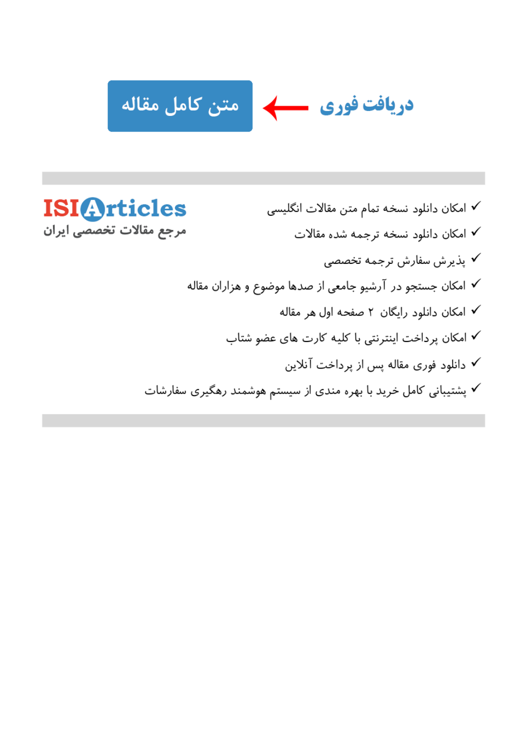دریافت فوری ← **متن کامل مقاله**

**ISIArticles**
مرجع مقالات تخصصی ایران

- ✓ امکان دانلود نسخه تمام متن مقالات انگلیسی
- ✓ امکان دانلود نسخه ترجمه شده مقالات
- ✓ پذیرش سفارش ترجمه تخصصی
- ✓ امکان جستجو در آرشیو جامعی از صدها موضوع و هزاران مقاله
- ✓ امکان دانلود رایگان ۲ صفحه اول هر مقاله
- ✓ امکان پرداخت اینترنتی با کلیه کارت های عضو شتاب
- ✓ دانلود فوری مقاله پس از پرداخت آنلاین
- ✓ پشتیبانی کامل خرید با بهره مندی از سیستم هوشمند رهگیری سفارشات